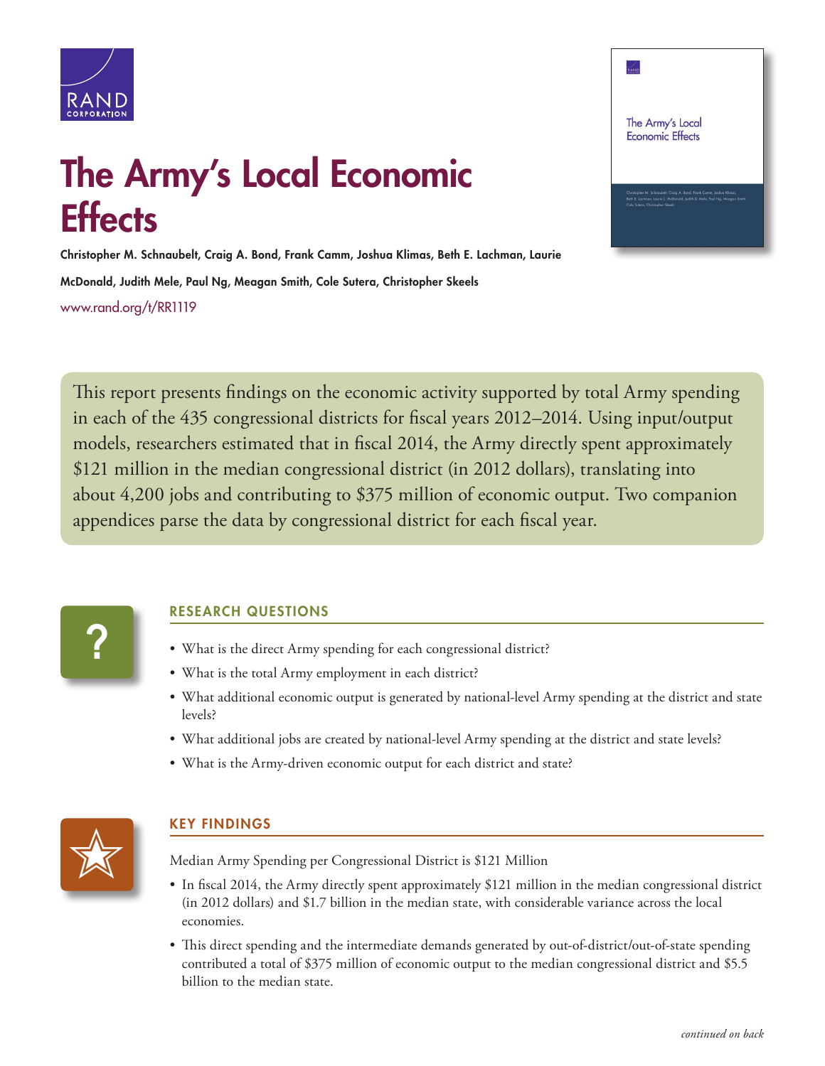# The Army's Local Economic Effects

**Christopher M. Schnaubelt, Craig A. Bond, Frank Camm, Joshua Klimas, Beth E. Lachman, Laurie McDonald, Judith Mele, Paul Ng, Meagan Smith, Cole Sutera, Christopher Skeels**

www.rand.org/t/RR1119

This report presents findings on the economic activity supported by total Army spending in each of the 435 congressional districts for fiscal years 2012–2014. Using input/output models, researchers estimated that in fiscal 2014, the Army directly spent approximately $121 million in the median congressional district (in 2012 dollars), translating into about 4,200 jobs and contributing to $375 million of economic output. Two companion appendices parse the data by congressional district for each fiscal year.

## RESEARCH QUESTIONS

- What is the direct Army spending for each congressional district?
- What is the total Army employment in each district?
- What additional economic output is generated by national-level Army spending at the district and state levels?
- What additional jobs are created by national-level Army spending at the district and state levels?
- What is the Army-driven economic output for each district and state?

## KEY FINDINGS

Median Army Spending per Congressional District is $121 Million

- In fiscal 2014, the Army directly spent approximately $121 million in the median congressional district (in 2012 dollars) and $1.7 billion in the median state, with considerable variance across the local economies.
- This direct spending and the intermediate demands generated by out-of-district/out-of-state spending contributed a total of $375 million of economic output to the median congressional district and $5.5 billion to the median state.

*continued on back*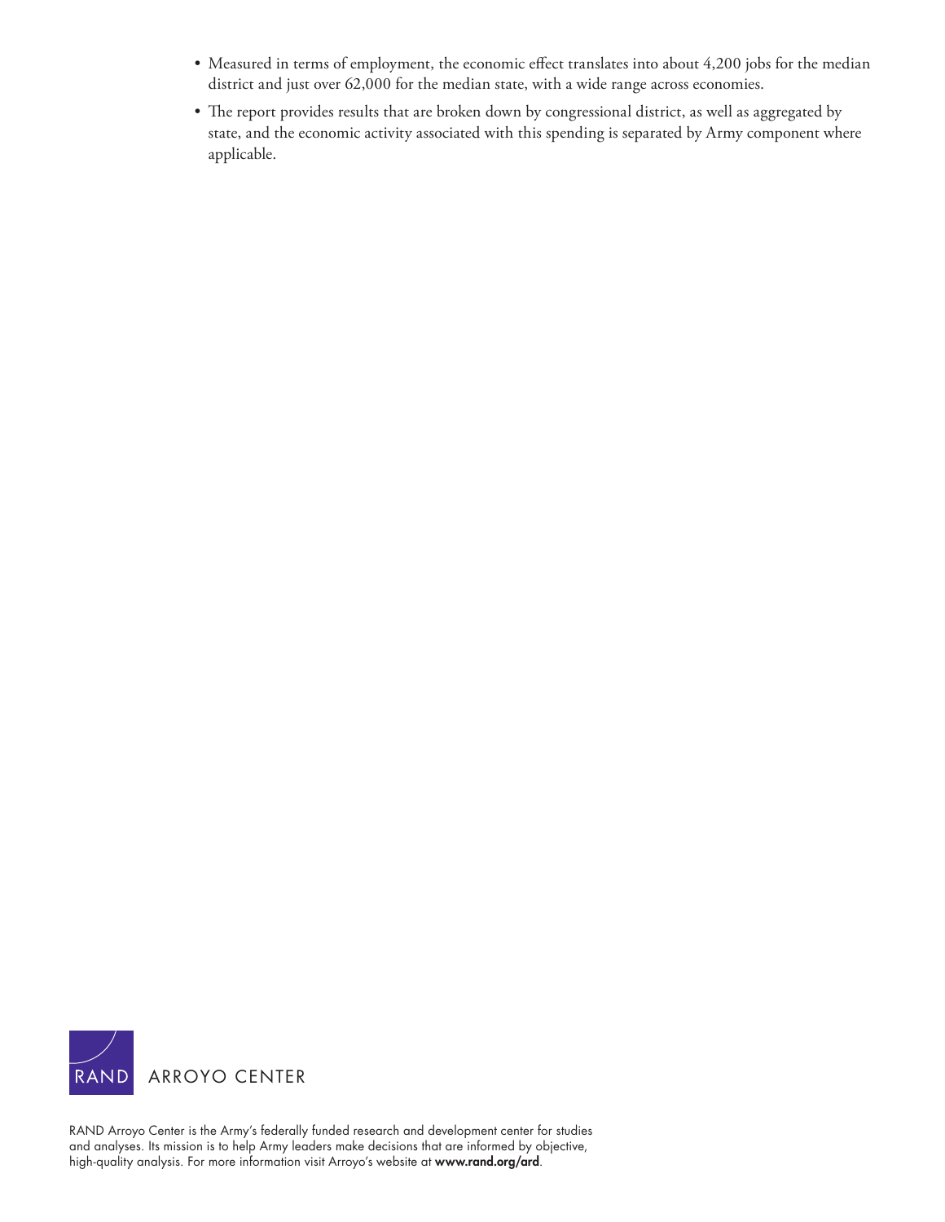- Measured in terms of employment, the economic effect translates into about 4,200 jobs for the median district and just over 62,000 for the median state, with a wide range across economies.
- The report provides results that are broken down by congressional district, as well as aggregated by state, and the economic activity associated with this spending is separated by Army component where applicable.

RAND ARROYO CENTER

RAND Arroyo Center is the Army's federally funded research and development center for studies and analyses. Its mission is to help Army leaders make decisions that are informed by objective, high-quality analysis. For more information visit Arroyo's website at **www.rand.org/ard**.